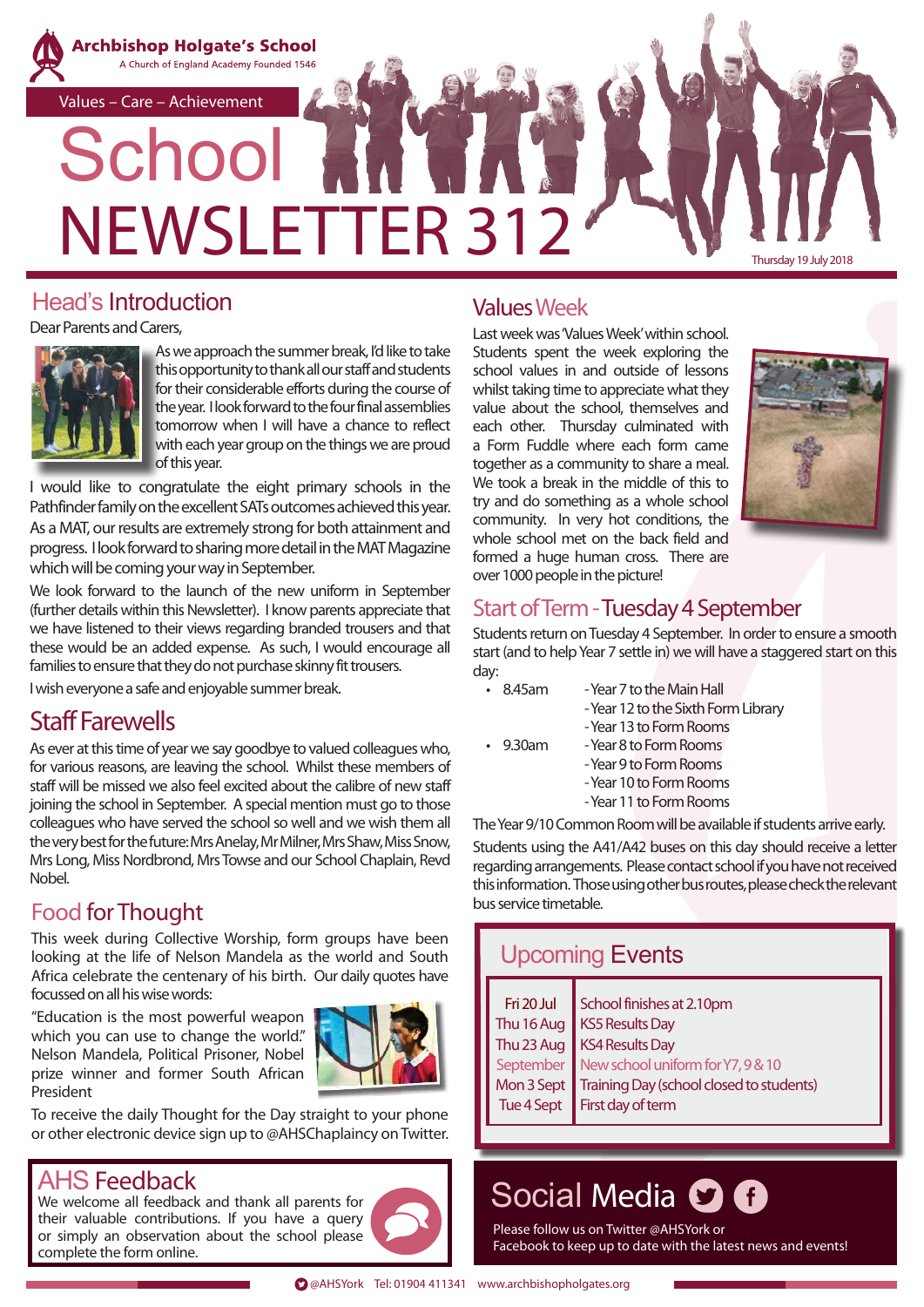# Archbishop Holgate's School

A Church of England Academy Founded 1546

Values – Care – Achievement

# School NEWSLETTER 312

Thursday 19 July 2018

## Head's Introduction

Dear Parents and Carers,

As we approach the summer break, I'd like to take this opportunity to thank all our staff and students for their considerable efforts during the course of the year. I look forward to the four final assemblies tomorrow when I will have a chance to reflect with each year group on the things we are proud of this year.

I would like to congratulate the eight primary schools in the Pathfinder family on the excellent SATs outcomes achieved this year. As a MAT, our results are extremely strong for both attainment and progress. I look forward to sharing more detail in the MAT Magazine which will be coming your way in September.

We look forward to the launch of the new uniform in September (further details within this Newsletter). I know parents appreciate that we have listened to their views regarding branded trousers and that these would be an added expense. As such, I would encourage all families to ensure that they do not purchase skinny fit trousers.

I wish everyone a safe and enjoyable summer break.

## Staff Farewells

As ever at this time of year we say goodbye to valued colleagues who, for various reasons, are leaving the school. Whilst these members of staff will be missed we also feel excited about the calibre of new staff joining the school in September. A special mention must go to those colleagues who have served the school so well and we wish them all the very best for the future: Mrs Anelay, Mr Milner, Mrs Shaw, Miss Snow, Mrs Long, Miss Nordbrond, Mrs Towse and our School Chaplain, Revd Nobel.

## Food for Thought

This week during Collective Worship, form groups have been looking at the life of Nelson Mandela as the world and South Africa celebrate the centenary of his birth. Our daily quotes have focussed on all his wise words:

"Education is the most powerful weapon which you can use to change the world." Nelson Mandela, Political Prisoner, Nobel prize winner and former South African President

To receive the daily Thought for the Day straight to your phone or other electronic device sign up to @AHSChaplaincy on Twitter.

## AHS Feedback

We welcome all feedback and thank all parents for their valuable contributions. If you have a query or simply an observation about the school please complete the form online.

## Values Week

Last week was 'Values Week' within school. Students spent the week exploring the school values in and outside of lessons whilst taking time to appreciate what they value about the school, themselves and each other. Thursday culminated with a Form Fuddle where each form came together as a community to share a meal. We took a break in the middle of this to try and do something as a whole school community. In very hot conditions, the whole school met on the back field and formed a huge human cross. There are over 1000 people in the picture!

## Start of Term - Tuesday 4 September

Students return on Tuesday 4 September. In order to ensure a smooth start (and to help Year 7 settle in) we will have a staggered start on this day:

- 8.45am
  - Year 7 to the Main Hall
  - Year 12 to the Sixth Form Library
  - Year 13 to Form Rooms
- 9.30am
  - Year 8 to Form Rooms
  - Year 9 to Form Rooms
  - Year 10 to Form Rooms
  - Year 11 to Form Rooms

The Year 9/10 Common Room will be available if students arrive early.

Students using the A41/A42 buses on this day should receive a letter regarding arrangements. Please contact school if you have not received this information. Those using other bus routes, please check the relevant bus service timetable.

## Upcoming Events

| | |
|---|---|
| Fri 20 Jul | School finishes at 2.10pm |
| Thu 16 Aug | KS5 Results Day |
| Thu 23 Aug | KS4 Results Day |
| September | New school uniform for Y7, 9 & 10 |
| Mon 3 Sept | Training Day (school closed to students) |
| Tue 4 Sept | First day of term |

## Social Media

Please follow us on Twitter @AHSYork or Facebook to keep up to date with the latest news and events!

@AHSYork Tel: 01904 411341 www.archbishopholgates.org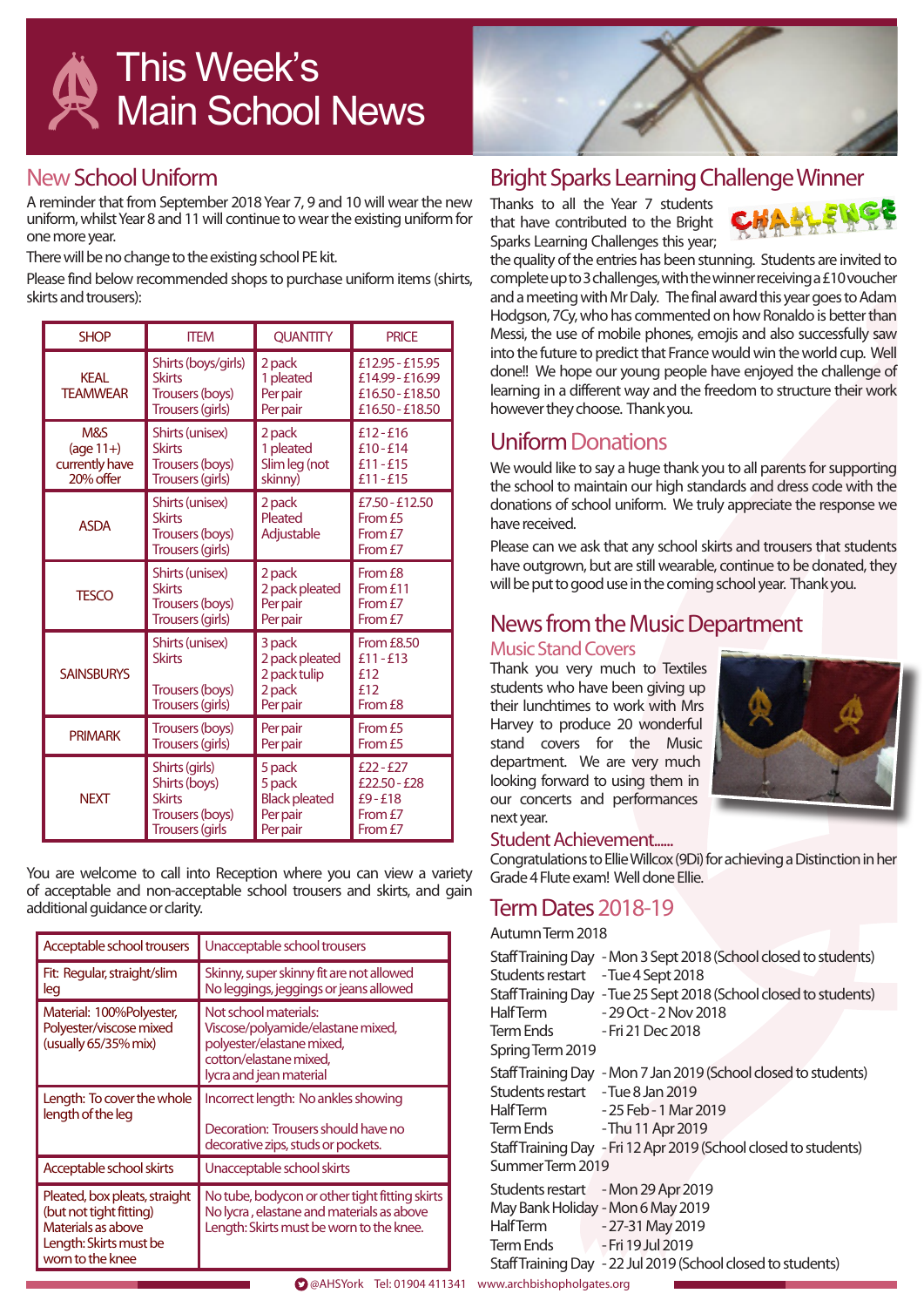# This Week's Main School News

## New School Uniform

A reminder that from September 2018 Year 7, 9 and 10 will wear the new uniform, whilst Year 8 and 11 will continue to wear the existing uniform for one more year.

There will be no change to the existing school PE kit.

Please find below recommended shops to purchase uniform items (shirts, skirts and trousers):

| SHOP | ITEM | QUANTITY | PRICE |
|---|---|---|---|
| KEAL TEAMWEAR | Shirts (boys/girls)<br>Skirts<br>Trousers (boys)<br>Trousers (girls) | 2 pack<br>1 pleated<br>Per pair<br>Per pair | £12.95 - £15.95<br>£14.99 - £16.99<br>£16.50 - £18.50<br>£16.50 - £18.50 |
| M&S (age 11+) currently have 20% offer | Shirts (unisex)<br>Skirts<br>Trousers (boys)<br>Trousers (girls) | 2 pack<br>1 pleated<br>Slim leg (not skinny) | £12 - £16<br>£10 - £14<br>£11 - £15<br>£11 - £15 |
| ASDA | Shirts (unisex)<br>Skirts<br>Trousers (boys)<br>Trousers (girls) | 2 pack<br>Pleated<br>Adjustable | £7.50 - £12.50<br>From £5<br>From £7<br>From £7 |
| TESCO | Shirts (unisex)<br>Skirts<br>Trousers (boys)<br>Trousers (girls) | 2 pack<br>2 pack pleated<br>Per pair<br>Per pair | From £8<br>From £11<br>From £7<br>From £7 |
| SAINSBURYS | Shirts (unisex)<br>Skirts<br><br>Trousers (boys)<br>Trousers (girls) | 3 pack<br>2 pack pleated<br>2 pack tulip<br>2 pack<br>Per pair | From £8.50<br>£11 - £13<br>£12<br>£12<br>From £8 |
| PRIMARK | Trousers (boys)<br>Trousers (girls) | Per pair<br>Per pair | From £5<br>From £5 |
| NEXT | Shirts (girls)<br>Shirts (boys)<br>Skirts<br>Trousers (boys)<br>Trousers (girls | 5 pack<br>5 pack<br>Black pleated<br>Per pair<br>Per pair | £22 - £27<br>£22.50 - £28<br>£9 - £18<br>From £7<br>From £7 |

You are welcome to call into Reception where you can view a variety of acceptable and non-acceptable school trousers and skirts, and gain additional guidance or clarity.

| Acceptable school trousers | Unacceptable school trousers |
|---|---|
| Fit: Regular, straight/slim leg | Skinny, super skinny fit are not allowed<br>No leggings, jeggings or jeans allowed |
| Material: 100%Polyester, Polyester/viscose mixed (usually 65/35% mix) | Not school materials:<br>Viscose/polyamide/elastane mixed, polyester/elastane mixed, cotton/elastane mixed, lycra and jean material |
| Length: To cover the whole length of the leg | Incorrect length: No ankles showing<br><br>Decoration: Trousers should have no decorative zips, studs or pockets. |
| **Acceptable school skirts** | **Unacceptable school skirts** |
| Pleated, box pleats, straight (but not tight fitting)<br>Materials as above<br>Length: Skirts must be worn to the knee | No tube, bodycon or other tight fitting skirts<br>No lycra, elastane and materials as above<br>Length: Skirts must be worn to the knee. |

## Bright Sparks Learning Challenge Winner

Thanks to all the Year 7 students that have contributed to the Bright Sparks Learning Challenges this year; the quality of the entries has been stunning. Students are invited to complete up to 3 challenges, with the winner receiving a £10 voucher and a meeting with Mr Daly. The final award this year goes to Adam Hodgson, 7Cy, who has commented on how Ronaldo is better than Messi, the use of mobile phones, emojis and also successfully saw into the future to predict that France would win the world cup. Well done!! We hope our young people have enjoyed the challenge of learning in a different way and the freedom to structure their work however they choose. Thank you.

## Uniform Donations

We would like to say a huge thank you to all parents for supporting the school to maintain our high standards and dress code with the donations of school uniform. We truly appreciate the response we have received.

Please can we ask that any school skirts and trousers that students have outgrown, but are still wearable, continue to be donated, they will be put to good use in the coming school year. Thank you.

## News from the Music Department

### Music Stand Covers

Thank you very much to Textiles students who have been giving up their lunchtimes to work with Mrs Harvey to produce 20 wonderful stand covers for the Music department. We are very much looking forward to using them in our concerts and performances next year.

### Student Achievement......

Congratulations to Ellie Willcox (9Di) for achieving a Distinction in her Grade 4 Flute exam! Well done Ellie.

## Term Dates 2018-19

Autumn Term 2018

- Staff Training Day - Mon 3 Sept 2018 (School closed to students)
- Students restart - Tue 4 Sept 2018
- Staff Training Day - Tue 25 Sept 2018 (School closed to students)
- Half Term - 29 Oct - 2 Nov 2018
- Term Ends - Fri 21 Dec 2018

Spring Term 2019

- Staff Training Day - Mon 7 Jan 2019 (School closed to students)
- Students restart - Tue 8 Jan 2019
- Half Term - 25 Feb - 1 Mar 2019
- Term Ends - Thu 11 Apr 2019
- Staff Training Day - Fri 12 Apr 2019 (School closed to students)

Summer Term 2019

- Students restart - Mon 29 Apr 2019
- May Bank Holiday - Mon 6 May 2019
- Half Term - 27-31 May 2019
- Term Ends - Fri 19 Jul 2019
- Staff Training Day - 22 Jul 2019 (School closed to students)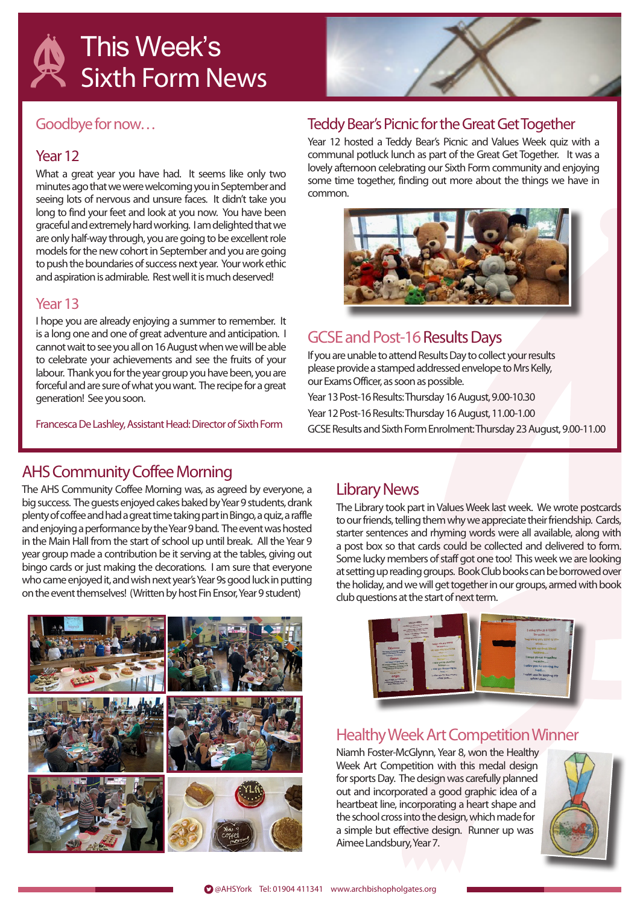# This Week's Sixth Form News

## Goodbye for now…

### Year 12

What a great year you have had. It seems like only two minutes ago that we were welcoming you in September and seeing lots of nervous and unsure faces. It didn't take you long to find your feet and look at you now. You have been graceful and extremely hard working. I am delighted that we are only half-way through, you are going to be excellent role models for the new cohort in September and you are going to push the boundaries of success next year. Your work ethic and aspiration is admirable. Rest well it is much deserved!

### Year 13

I hope you are already enjoying a summer to remember. It is a long one and one of great adventure and anticipation. I cannot wait to see you all on 16 August when we will be able to celebrate your achievements and see the fruits of your labour. Thank you for the year group you have been, you are forceful and are sure of what you want. The recipe for a great generation! See you soon.

Francesca De Lashley, Assistant Head: Director of Sixth Form

## Teddy Bear's Picnic for the Great Get Together

Year 12 hosted a Teddy Bear's Picnic and Values Week quiz with a communal potluck lunch as part of the Great Get Together. It was a lovely afternoon celebrating our Sixth Form community and enjoying some time together, finding out more about the things we have in common.

## GCSE and Post-16 Results Days

If you are unable to attend Results Day to collect your results please provide a stamped addressed envelope to Mrs Kelly, our Exams Officer, as soon as possible.

Year 13 Post-16 Results: Thursday 16 August, 9.00-10.30

Year 12 Post-16 Results: Thursday 16 August, 11.00-1.00

GCSE Results and Sixth Form Enrolment: Thursday 23 August, 9.00-11.00

## AHS Community Coffee Morning

The AHS Community Coffee Morning was, as agreed by everyone, a big success. The guests enjoyed cakes baked by Year 9 students, drank plenty of coffee and had a great time taking part in Bingo, a quiz, a raffle and enjoying a performance by the Year 9 band. The event was hosted in the Main Hall from the start of school up until break. All the Year 9 year group made a contribution be it serving at the tables, giving out bingo cards or just making the decorations. I am sure that everyone who came enjoyed it, and wish next year's Year 9s good luck in putting on the event themselves! (Written by host Fin Ensor, Year 9 student)

## Library News

The Library took part in Values Week last week. We wrote postcards to our friends, telling them why we appreciate their friendship. Cards, starter sentences and rhyming words were all available, along with a post box so that cards could be collected and delivered to form. Some lucky members of staff got one too! This week we are looking at setting up reading groups. Book Club books can be borrowed over the holiday, and we will get together in our groups, armed with book club questions at the start of next term.

## Healthy Week Art Competition Winner

Niamh Foster-McGlynn, Year 8, won the Healthy Week Art Competition with this medal design for sports Day. The design was carefully planned out and incorporated a good graphic idea of a heartbeat line, incorporating a heart shape and the school cross into the design, which made for a simple but effective design. Runner up was Aimee Landsbury, Year 7.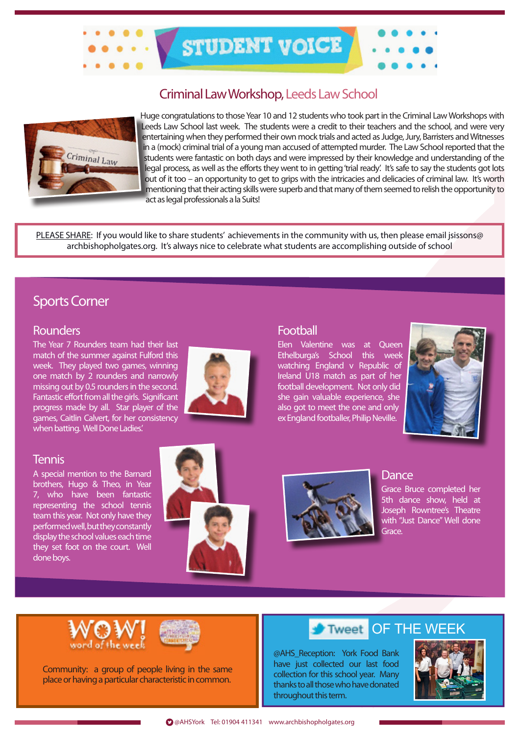# STUDENT VOICE

## Criminal Law Workshop, Leeds Law School

Huge congratulations to those Year 10 and 12 students who took part in the Criminal Law Workshops with Leeds Law School last week. The students were a credit to their teachers and the school, and were very entertaining when they performed their own mock trials and acted as Judge, Jury, Barristers and Witnesses in a (mock) criminal trial of a young man accused of attempted murder. The Law School reported that the students were fantastic on both days and were impressed by their knowledge and understanding of the legal process, as well as the efforts they went to in getting 'trial ready'. It's safe to say the students got lots out of it too – an opportunity to get to grips with the intricacies and delicacies of criminal law. It's worth mentioning that their acting skills were superb and that many of them seemed to relish the opportunity to act as legal professionals a la Suits!

PLEASE SHARE: If you would like to share students' achievements in the community with us, then please email jsissons@archbishopholgates.org. It's always nice to celebrate what students are accomplishing outside of school

## Sports Corner

### Rounders

The Year 7 Rounders team had their last match of the summer against Fulford this week. They played two games, winning one match by 2 rounders and narrowly missing out by 0.5 rounders in the second. Fantastic effort from all the girls. Significant progress made by all. Star player of the games, Caitlin Calvert, for her consistency when batting. Well Done Ladies.

### Football

Elen Valentine was at Queen Ethelburga's School this week watching England v Republic of Ireland U18 match as part of her football development. Not only did she gain valuable experience, she also got to meet the one and only ex England footballer, Philip Neville.

### Tennis

A special mention to the Barnard brothers, Hugo & Theo, in Year 7, who have been fantastic representing the school tennis team this year. Not only have they performed well, but they constantly display the school values each time they set foot on the court. Well done boys.

### Dance

Grace Bruce completed her 5th dance show, held at Joseph Rowntree's Theatre with "Just Dance" Well done Grace.

## WOW! word of the week

Community: a group of people living in the same place or having a particular characteristic in common.

## Tweet OF THE WEEK

@AHS_Reception: York Food Bank have just collected our last food collection for this school year. Many thanks to all those who have donated throughout this term.

@AHSYork Tel: 01904 411341 www.archbishopholgates.org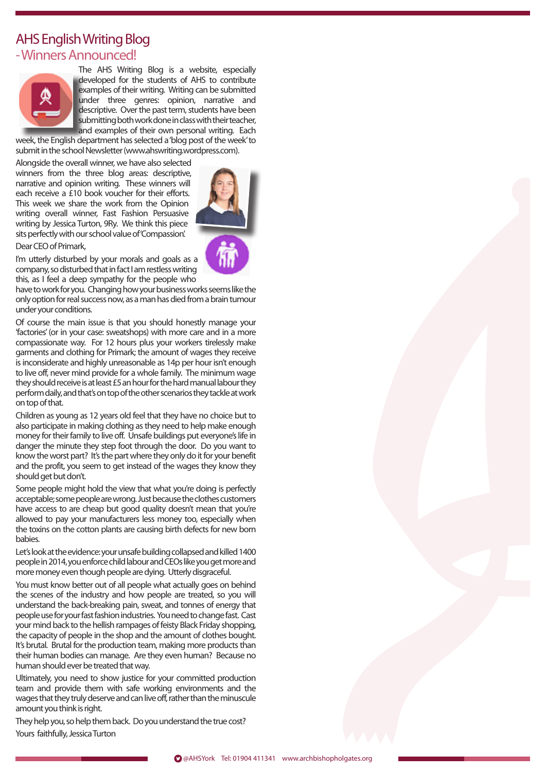# AHS English Writing Blog

## - Winners Announced!

The AHS Writing Blog is a website, especially developed for the students of AHS to contribute examples of their writing. Writing can be submitted under three genres: opinion, narrative and descriptive. Over the past term, students have been submitting both work done in class with their teacher, and examples of their own personal writing. Each week, the English department has selected a 'blog post of the week' to submit in the school Newsletter (www.ahswriting.wordpress.com).

Alongside the overall winner, we have also selected winners from the three blog areas: descriptive, narrative and opinion writing. These winners will each receive a £10 book voucher for their efforts. This week we share the work from the Opinion writing overall winner, Fast Fashion Persuasive writing by Jessica Turton, 9Ry. We think this piece sits perfectly with our school value of 'Compassion'.

Dear CEO of Primark,

I'm utterly disturbed by your morals and goals as a company, so disturbed that in fact I am restless writing this, as I feel a deep sympathy for the people who have to work for you. Changing how your business works seems like the only option for real success now, as a man has died from a brain tumour under your conditions.

Of course the main issue is that you should honestly manage your 'factories' (or in your case: sweatshops) with more care and in a more compassionate way. For 12 hours plus your workers tirelessly make garments and clothing for Primark; the amount of wages they receive is inconsiderate and highly unreasonable as 14p per hour isn't enough to live off, never mind provide for a whole family. The minimum wage they should receive is at least £5 an hour for the hard manual labour they perform daily, and that's on top of the other scenarios they tackle at work on top of that.

Children as young as 12 years old feel that they have no choice but to also participate in making clothing as they need to help make enough money for their family to live off. Unsafe buildings put everyone's life in danger the minute they step foot through the door. Do you want to know the worst part? It's the part where they only do it for your benefit and the profit, you seem to get instead of the wages they know they should get but don't.

Some people might hold the view that what you're doing is perfectly acceptable; some people are wrong. Just because the clothes customers have access to are cheap but good quality doesn't mean that you're allowed to pay your manufacturers less money too, especially when the toxins on the cotton plants are causing birth defects for new born babies.

Let's look at the evidence: your unsafe building collapsed and killed 1400 people in 2014, you enforce child labour and CEOs like you get more and more money even though people are dying. Utterly disgraceful.

You must know better out of all people what actually goes on behind the scenes of the industry and how people are treated, so you will understand the back-breaking pain, sweat, and tonnes of energy that people use for your fast fashion industries. You need to change fast. Cast your mind back to the hellish rampages of feisty Black Friday shopping, the capacity of people in the shop and the amount of clothes bought. It's brutal. Brutal for the production team, making more products than their human bodies can manage. Are they even human? Because no human should ever be treated that way.

Ultimately, you need to show justice for your committed production team and provide them with safe working environments and the wages that they truly deserve and can live off, rather than the minuscule amount you think is right.

They help you, so help them back. Do you understand the true cost?

Yours faithfully, Jessica Turton